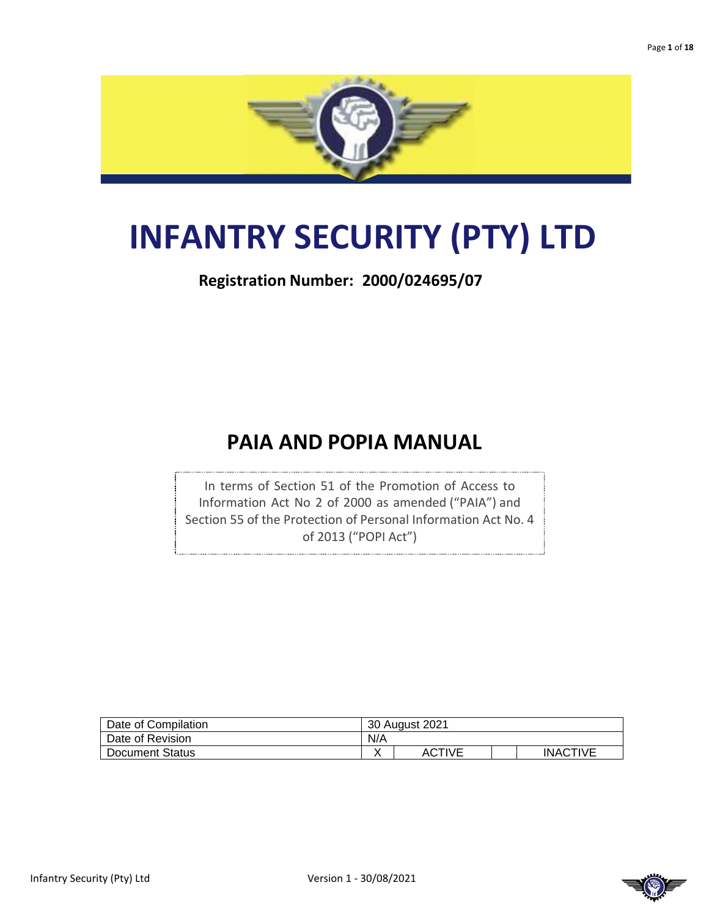# INFANTRY SECURITY (PTY) LTD

**Registration Number: 2000/024695/07**

## PAIA AND POPIA MANUAL

In terms of Section 51 of the Promotion of Access to Information Act No 2 of 2000 as amended ("PAIA") and Section 55 of the Protection of Personal Information Act No. 4 of 2013 ("POPI Act")

| Date of Compilation | 30 August 2021 | | | |
|---|---|---|---|---|
| Date of Revision | N/A | | | |
| Document Status | X | ACTIVE | | INACTIVE |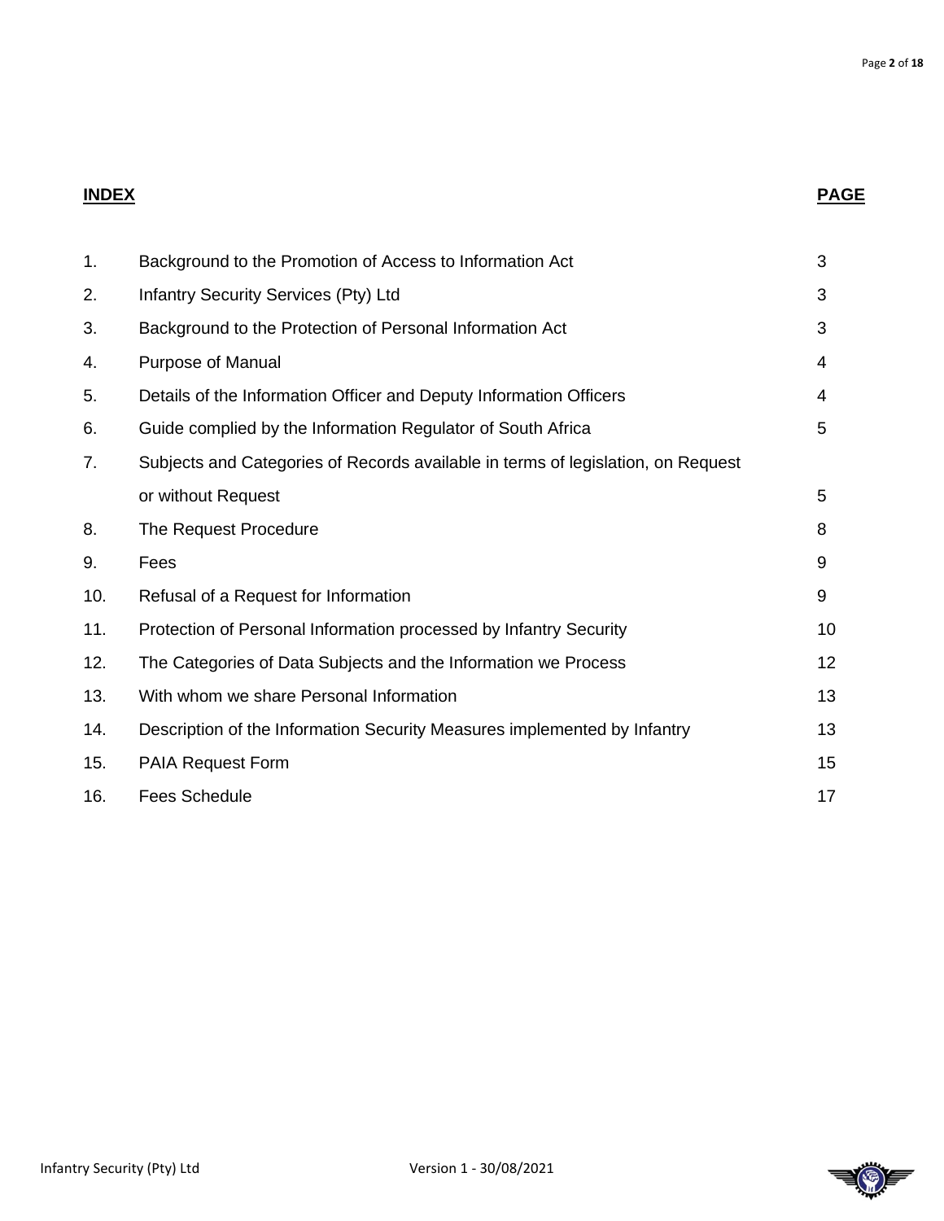| **INDEX** | | **PAGE** |
|---|---|---|
| 1. | Background to the Promotion of Access to Information Act | 3 |
| 2. | Infantry Security Services (Pty) Ltd | 3 |
| 3. | Background to the Protection of Personal Information Act | 3 |
| 4. | Purpose of Manual | 4 |
| 5. | Details of the Information Officer and Deputy Information Officers | 4 |
| 6. | Guide complied by the Information Regulator of South Africa | 5 |
| 7. | Subjects and Categories of Records available in terms of legislation, on Request or without Request | 5 |
| 8. | The Request Procedure | 8 |
| 9. | Fees | 9 |
| 10. | Refusal of a Request for Information | 9 |
| 11. | Protection of Personal Information processed by Infantry Security | 10 |
| 12. | The Categories of Data Subjects and the Information we Process | 12 |
| 13. | With whom we share Personal Information | 13 |
| 14. | Description of the Information Security Measures implemented by Infantry | 13 |
| 15. | PAIA Request Form | 15 |
| 16. | Fees Schedule | 17 |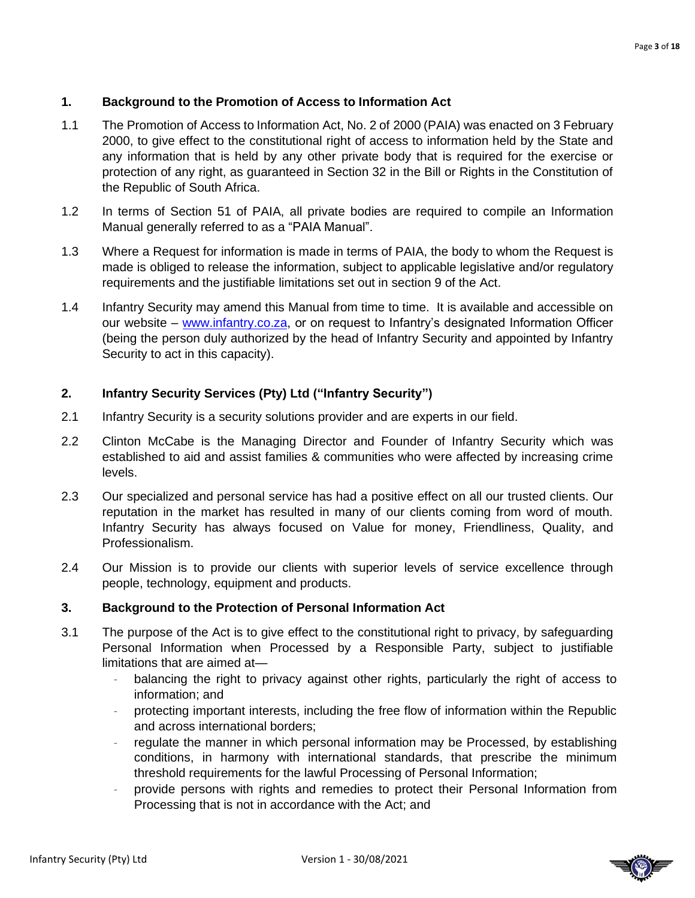## 1. Background to the Promotion of Access to Information Act

1.1 The Promotion of Access to Information Act, No. 2 of 2000 (PAIA) was enacted on 3 February 2000, to give effect to the constitutional right of access to information held by the State and any information that is held by any other private body that is required for the exercise or protection of any right, as guaranteed in Section 32 in the Bill or Rights in the Constitution of the Republic of South Africa.

1.2 In terms of Section 51 of PAIA, all private bodies are required to compile an Information Manual generally referred to as a "PAIA Manual".

1.3 Where a Request for information is made in terms of PAIA, the body to whom the Request is made is obliged to release the information, subject to applicable legislative and/or regulatory requirements and the justifiable limitations set out in section 9 of the Act.

1.4 Infantry Security may amend this Manual from time to time. It is available and accessible on our website – [www.infantry.co.za](http://www.infantry.co.za), or on request to Infantry's designated Information Officer (being the person duly authorized by the head of Infantry Security and appointed by Infantry Security to act in this capacity).

## 2. Infantry Security Services (Pty) Ltd ("Infantry Security")

2.1 Infantry Security is a security solutions provider and are experts in our field.

2.2 Clinton McCabe is the Managing Director and Founder of Infantry Security which was established to aid and assist families & communities who were affected by increasing crime levels.

2.3 Our specialized and personal service has had a positive effect on all our trusted clients. Our reputation in the market has resulted in many of our clients coming from word of mouth. Infantry Security has always focused on Value for money, Friendliness, Quality, and Professionalism.

2.4 Our Mission is to provide our clients with superior levels of service excellence through people, technology, equipment and products.

## 3. Background to the Protection of Personal Information Act

3.1 The purpose of the Act is to give effect to the constitutional right to privacy, by safeguarding Personal Information when Processed by a Responsible Party, subject to justifiable limitations that are aimed at—

- balancing the right to privacy against other rights, particularly the right of access to information; and
- protecting important interests, including the free flow of information within the Republic and across international borders;
- regulate the manner in which personal information may be Processed, by establishing conditions, in harmony with international standards, that prescribe the minimum threshold requirements for the lawful Processing of Personal Information;
- provide persons with rights and remedies to protect their Personal Information from Processing that is not in accordance with the Act; and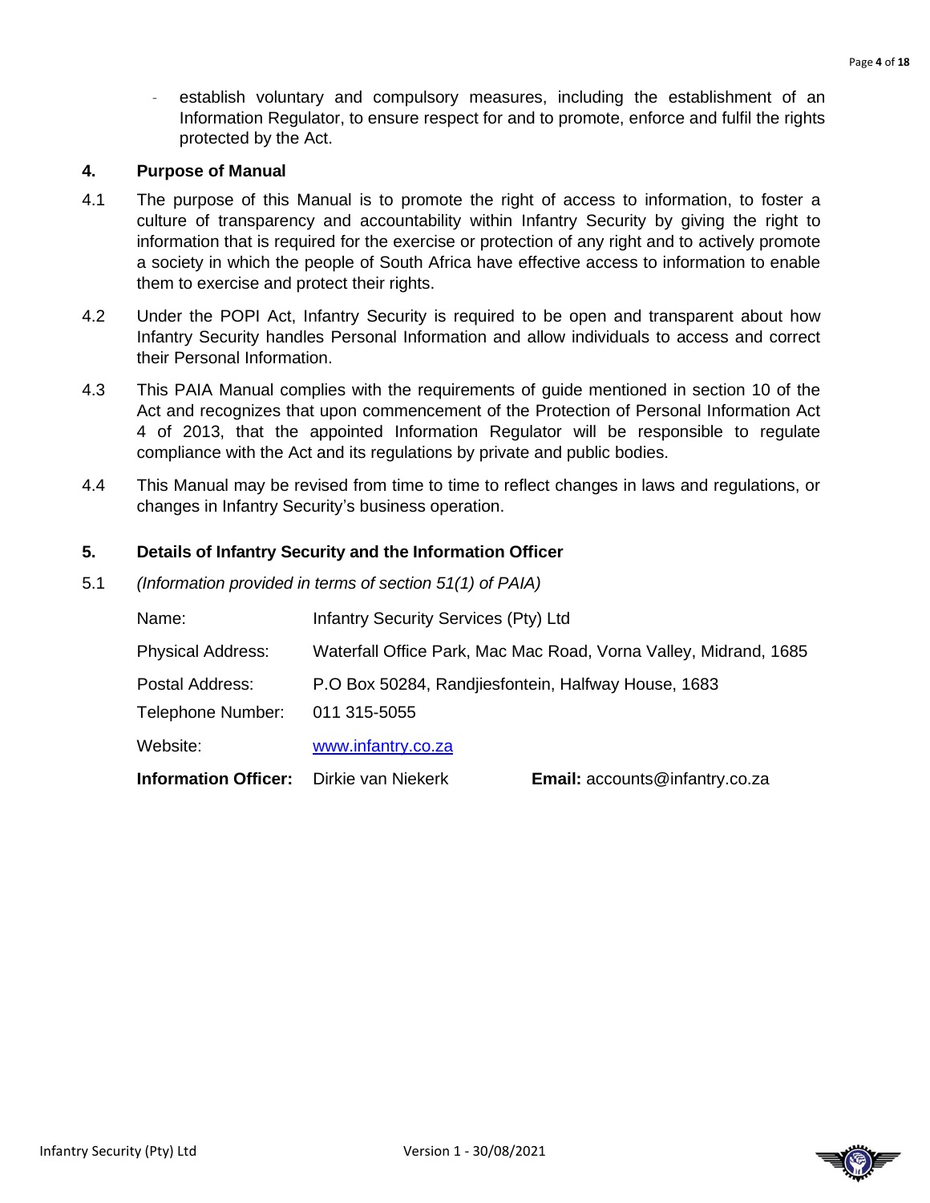- establish voluntary and compulsory measures, including the establishment of an Information Regulator, to ensure respect for and to promote, enforce and fulfil the rights protected by the Act.

## 4. Purpose of Manual

4.1 The purpose of this Manual is to promote the right of access to information, to foster a culture of transparency and accountability within Infantry Security by giving the right to information that is required for the exercise or protection of any right and to actively promote a society in which the people of South Africa have effective access to information to enable them to exercise and protect their rights.

4.2 Under the POPI Act, Infantry Security is required to be open and transparent about how Infantry Security handles Personal Information and allow individuals to access and correct their Personal Information.

4.3 This PAIA Manual complies with the requirements of guide mentioned in section 10 of the Act and recognizes that upon commencement of the Protection of Personal Information Act 4 of 2013, that the appointed Information Regulator will be responsible to regulate compliance with the Act and its regulations by private and public bodies.

4.4 This Manual may be revised from time to time to reflect changes in laws and regulations, or changes in Infantry Security's business operation.

## 5. Details of Infantry Security and the Information Officer

5.1 *(Information provided in terms of section 51(1) of PAIA)*

Name: Infantry Security Services (Pty) Ltd

Physical Address: Waterfall Office Park, Mac Mac Road, Vorna Valley, Midrand, 1685

Postal Address: P.O Box 50284, Randjiesfontein, Halfway House, 1683

Telephone Number: 011 315-5055

Website: www.infantry.co.za

**Information Officer:** Dirkie van Niekerk **Email:** accounts@infantry.co.za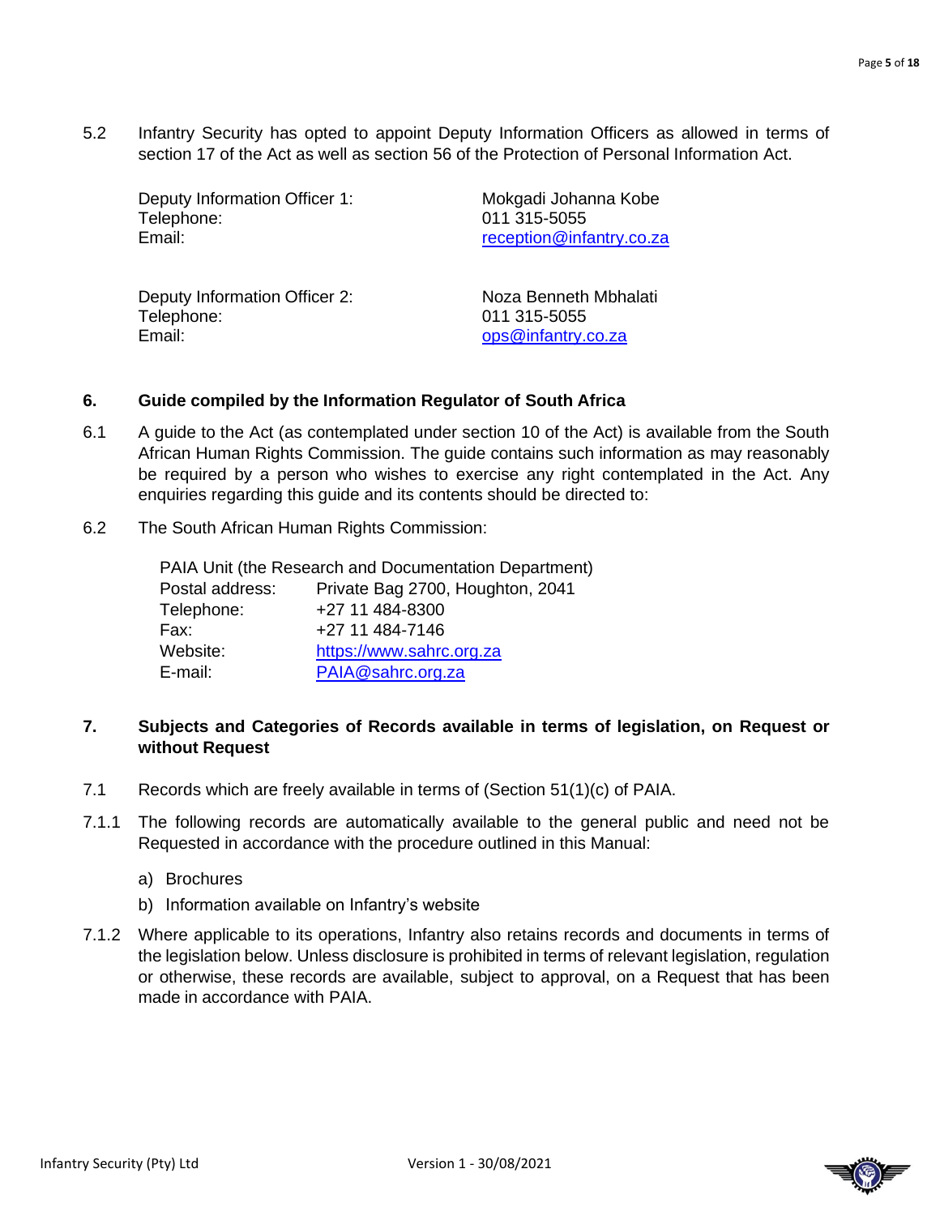5.2 Infantry Security has opted to appoint Deputy Information Officers as allowed in terms of section 17 of the Act as well as section 56 of the Protection of Personal Information Act.

| | |
|---|---|
| Deputy Information Officer 1: | Mokgadi Johanna Kobe |
| Telephone: | 011 315-5055 |
| Email: | reception@infantry.co.za |

| | |
|---|---|
| Deputy Information Officer 2: | Noza Benneth Mbhalati |
| Telephone: | 011 315-5055 |
| Email: | ops@infantry.co.za |

## 6. Guide compiled by the Information Regulator of South Africa

6.1 A guide to the Act (as contemplated under section 10 of the Act) is available from the South African Human Rights Commission. The guide contains such information as may reasonably be required by a person who wishes to exercise any right contemplated in the Act. Any enquiries regarding this guide and its contents should be directed to:

6.2 The South African Human Rights Commission:

PAIA Unit (the Research and Documentation Department)

| | |
|---|---|
| Postal address: | Private Bag 2700, Houghton, 2041 |
| Telephone: | +27 11 484-8300 |
| Fax: | +27 11 484-7146 |
| Website: | https://www.sahrc.org.za |
| E-mail: | PAIA@sahrc.org.za |

## 7. Subjects and Categories of Records available in terms of legislation, on Request or without Request

7.1 Records which are freely available in terms of (Section 51(1)(c) of PAIA.

7.1.1 The following records are automatically available to the general public and need not be Requested in accordance with the procedure outlined in this Manual:

a) Brochures
b) Information available on Infantry's website

7.1.2 Where applicable to its operations, Infantry also retains records and documents in terms of the legislation below. Unless disclosure is prohibited in terms of relevant legislation, regulation or otherwise, these records are available, subject to approval, on a Request that has been made in accordance with PAIA.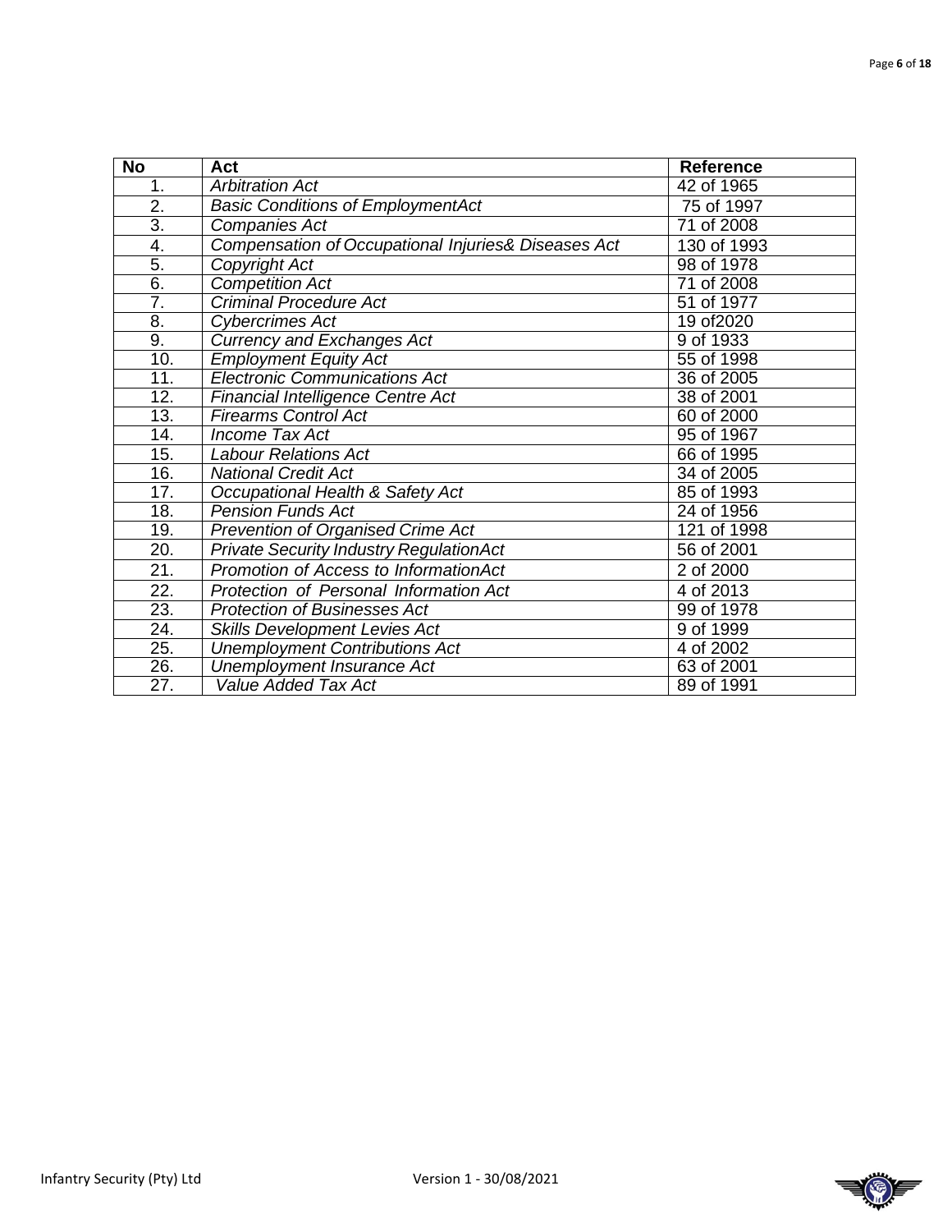| No | Act | Reference |
|---|---|---|
| 1. | *Arbitration Act* | 42 of 1965 |
| 2. | *Basic Conditions of EmploymentAct* | 75 of 1997 |
| 3. | *Companies Act* | 71 of 2008 |
| 4. | *Compensation of Occupational Injuries& Diseases Act* | 130 of 1993 |
| 5. | *Copyright Act* | 98 of 1978 |
| 6. | *Competition Act* | 71 of 2008 |
| 7. | *Criminal Procedure Act* | 51 of 1977 |
| 8. | *Cybercrimes Act* | 19 of2020 |
| 9. | *Currency and Exchanges Act* | 9 of 1933 |
| 10. | *Employment Equity Act* | 55 of 1998 |
| 11. | *Electronic Communications Act* | 36 of 2005 |
| 12. | *Financial Intelligence Centre Act* | 38 of 2001 |
| 13. | *Firearms Control Act* | 60 of 2000 |
| 14. | *Income Tax Act* | 95 of 1967 |
| 15. | *Labour Relations Act* | 66 of 1995 |
| 16. | *National Credit Act* | 34 of 2005 |
| 17. | *Occupational Health & Safety Act* | 85 of 1993 |
| 18. | *Pension Funds Act* | 24 of 1956 |
| 19. | *Prevention of Organised Crime Act* | 121 of 1998 |
| 20. | *Private Security Industry RegulationAct* | 56 of 2001 |
| 21. | *Promotion of Access to InformationAct* | 2 of 2000 |
| 22. | *Protection of Personal Information Act* | 4 of 2013 |
| 23. | *Protection of Businesses Act* | 99 of 1978 |
| 24. | *Skills Development Levies Act* | 9 of 1999 |
| 25. | *Unemployment Contributions Act* | 4 of 2002 |
| 26. | *Unemployment Insurance Act* | 63 of 2001 |
| 27. | *Value Added Tax Act* | 89 of 1991 |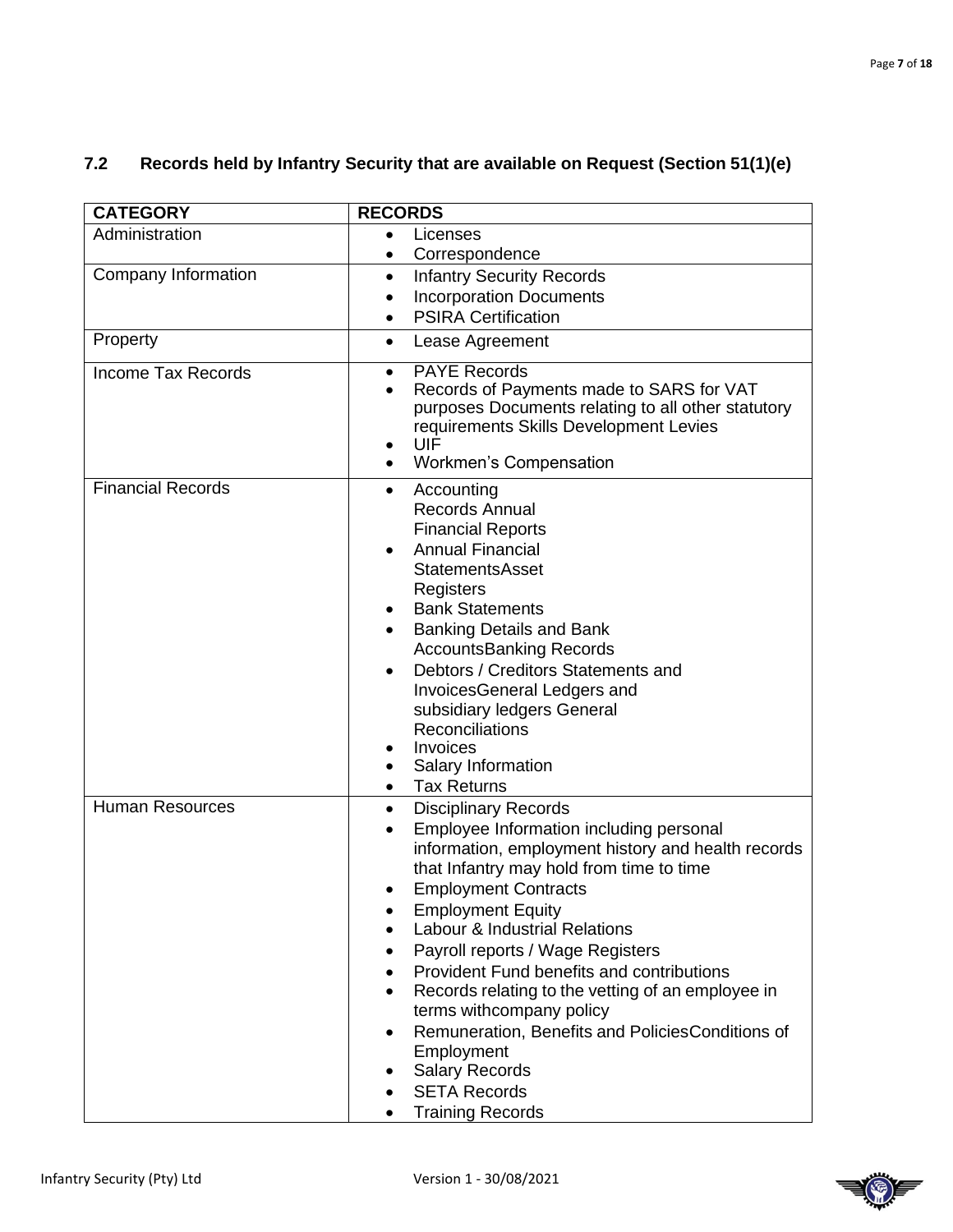## 7.2 Records held by Infantry Security that are available on Request (Section 51(1)(e)

| CATEGORY | RECORDS |
| --- | --- |
| Administration | • Licenses<br>• Correspondence |
| Company Information | • Infantry Security Records<br>• Incorporation Documents<br>• PSIRA Certification |
| Property | • Lease Agreement |
| Income Tax Records | • PAYE Records<br>• Records of Payments made to SARS for VAT purposes Documents relating to all other statutory requirements Skills Development Levies<br>• UIF<br>• Workmen's Compensation |
| Financial Records | • Accounting Records Annual Financial Reports<br>• Annual Financial StatementsAsset Registers<br>• Bank Statements<br>• Banking Details and Bank AccountsBanking Records<br>• Debtors / Creditors Statements and InvoicesGeneral Ledgers and subsidiary ledgers General Reconciliations<br>• Invoices<br>• Salary Information<br>• Tax Returns |
| Human Resources | • Disciplinary Records<br>• Employee Information including personal information, employment history and health records that Infantry may hold from time to time<br>• Employment Contracts<br>• Employment Equity<br>• Labour & Industrial Relations<br>• Payroll reports / Wage Registers<br>• Provident Fund benefits and contributions<br>• Records relating to the vetting of an employee in terms withcompany policy<br>• Remuneration, Benefits and PoliciesConditions of Employment<br>• Salary Records<br>• SETA Records<br>• Training Records |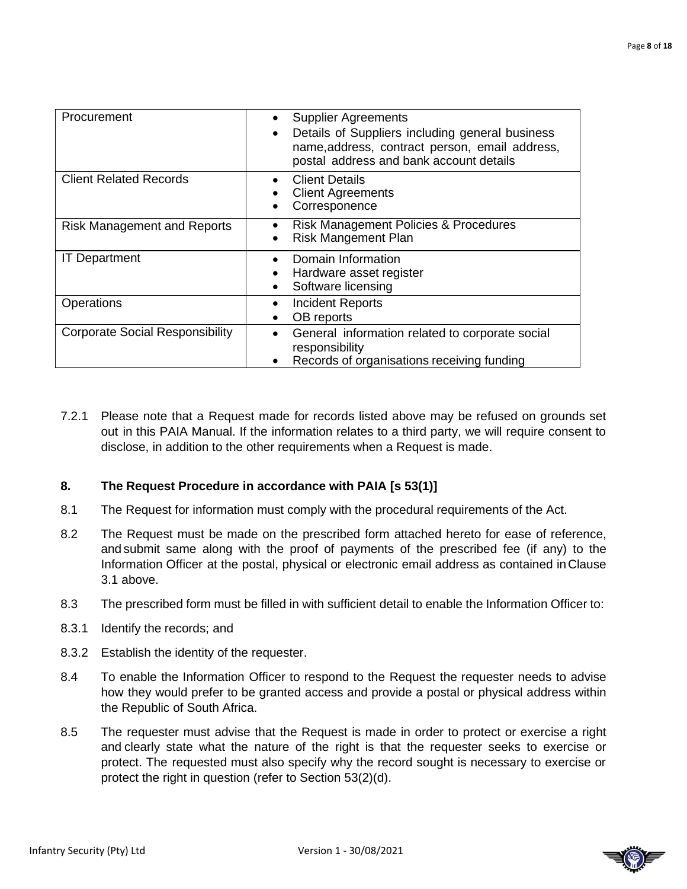| Procurement | • Supplier Agreements<br>• Details of Suppliers including general business name,address, contract person, email address, postal address and bank account details |
|---|---|
| Client Related Records | • Client Details<br>• Client Agreements<br>• Corresponence |
| Risk Management and Reports | • Risk Management Policies & Procedures<br>• Risk Mangement Plan |
| IT Department | • Domain Information<br>• Hardware asset register<br>• Software licensing |
| Operations | • Incident Reports<br>• OB reports |
| Corporate Social Responsibility | • General information related to corporate social responsibility<br>• Records of organisations receiving funding |

7.2.1 Please note that a Request made for records listed above may be refused on grounds set out in this PAIA Manual. If the information relates to a third party, we will require consent to disclose, in addition to the other requirements when a Request is made.

## 8. The Request Procedure in accordance with PAIA [s 53(1)]

8.1 The Request for information must comply with the procedural requirements of the Act.

8.2 The Request must be made on the prescribed form attached hereto for ease of reference, and submit same along with the proof of payments of the prescribed fee (if any) to the Information Officer at the postal, physical or electronic email address as contained in Clause 3.1 above.

8.3 The prescribed form must be filled in with sufficient detail to enable the Information Officer to:

8.3.1 Identify the records; and

8.3.2 Establish the identity of the requester.

8.4 To enable the Information Officer to respond to the Request the requester needs to advise how they would prefer to be granted access and provide a postal or physical address within the Republic of South Africa.

8.5 The requester must advise that the Request is made in order to protect or exercise a right and clearly state what the nature of the right is that the requester seeks to exercise or protect. The requested must also specify why the record sought is necessary to exercise or protect the right in question (refer to Section 53(2)(d).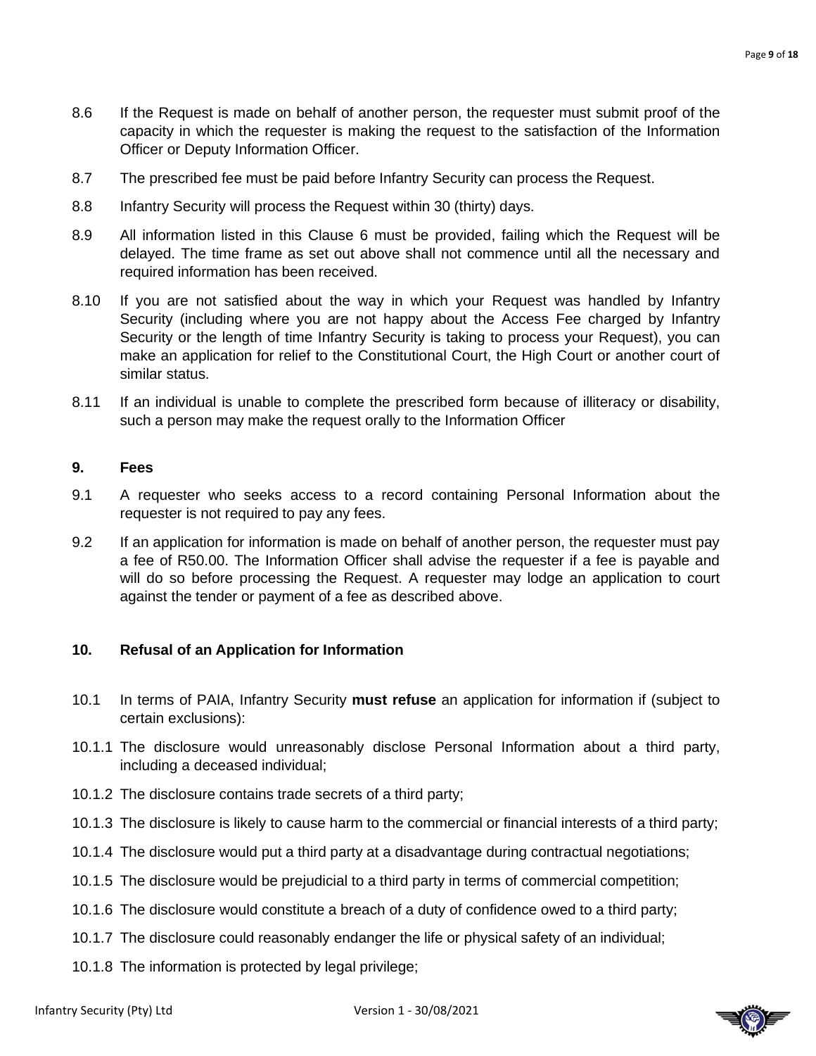8.6 If the Request is made on behalf of another person, the requester must submit proof of the capacity in which the requester is making the request to the satisfaction of the Information Officer or Deputy Information Officer.

8.7 The prescribed fee must be paid before Infantry Security can process the Request.

8.8 Infantry Security will process the Request within 30 (thirty) days.

8.9 All information listed in this Clause 6 must be provided, failing which the Request will be delayed. The time frame as set out above shall not commence until all the necessary and required information has been received.

8.10 If you are not satisfied about the way in which your Request was handled by Infantry Security (including where you are not happy about the Access Fee charged by Infantry Security or the length of time Infantry Security is taking to process your Request), you can make an application for relief to the Constitutional Court, the High Court or another court of similar status.

8.11 If an individual is unable to complete the prescribed form because of illiteracy or disability, such a person may make the request orally to the Information Officer

## 9. Fees

9.1 A requester who seeks access to a record containing Personal Information about the requester is not required to pay any fees.

9.2 If an application for information is made on behalf of another person, the requester must pay a fee of R50.00. The Information Officer shall advise the requester if a fee is payable and will do so before processing the Request. A requester may lodge an application to court against the tender or payment of a fee as described above.

## 10. Refusal of an Application for Information

10.1 In terms of PAIA, Infantry Security **must refuse** an application for information if (subject to certain exclusions):

10.1.1 The disclosure would unreasonably disclose Personal Information about a third party, including a deceased individual;

10.1.2 The disclosure contains trade secrets of a third party;

10.1.3 The disclosure is likely to cause harm to the commercial or financial interests of a third party;

10.1.4 The disclosure would put a third party at a disadvantage during contractual negotiations;

10.1.5 The disclosure would be prejudicial to a third party in terms of commercial competition;

10.1.6 The disclosure would constitute a breach of a duty of confidence owed to a third party;

10.1.7 The disclosure could reasonably endanger the life or physical safety of an individual;

10.1.8 The information is protected by legal privilege;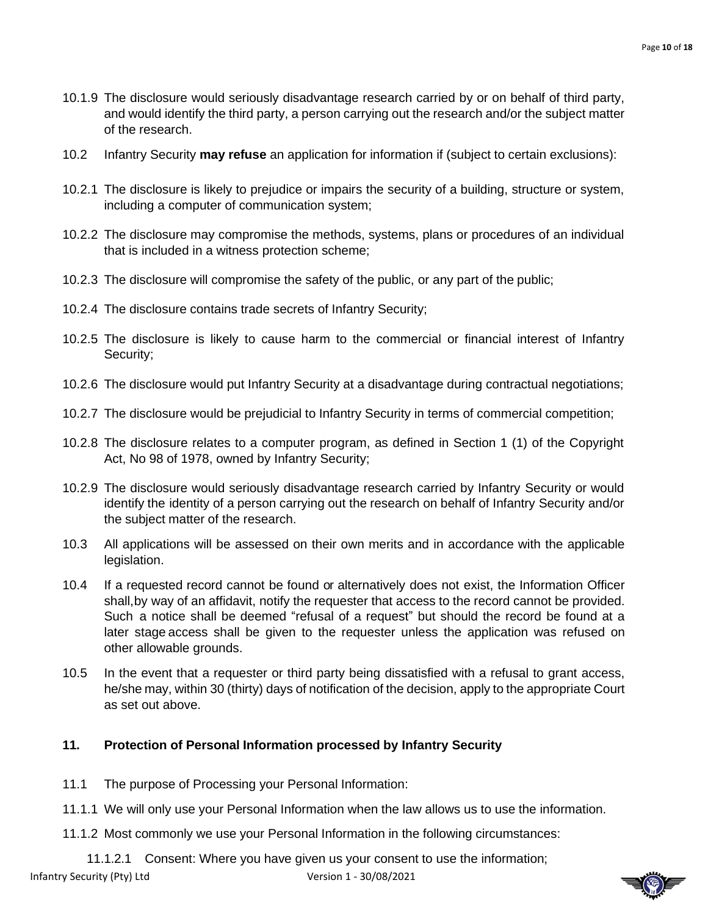10.1.9 The disclosure would seriously disadvantage research carried by or on behalf of third party, and would identify the third party, a person carrying out the research and/or the subject matter of the research.

10.2 Infantry Security **may refuse** an application for information if (subject to certain exclusions):

10.2.1 The disclosure is likely to prejudice or impairs the security of a building, structure or system, including a computer of communication system;

10.2.2 The disclosure may compromise the methods, systems, plans or procedures of an individual that is included in a witness protection scheme;

10.2.3 The disclosure will compromise the safety of the public, or any part of the public;

10.2.4 The disclosure contains trade secrets of Infantry Security;

10.2.5 The disclosure is likely to cause harm to the commercial or financial interest of Infantry Security;

10.2.6 The disclosure would put Infantry Security at a disadvantage during contractual negotiations;

10.2.7 The disclosure would be prejudicial to Infantry Security in terms of commercial competition;

10.2.8 The disclosure relates to a computer program, as defined in Section 1 (1) of the Copyright Act, No 98 of 1978, owned by Infantry Security;

10.2.9 The disclosure would seriously disadvantage research carried by Infantry Security or would identify the identity of a person carrying out the research on behalf of Infantry Security and/or the subject matter of the research.

10.3 All applications will be assessed on their own merits and in accordance with the applicable legislation.

10.4 If a requested record cannot be found or alternatively does not exist, the Information Officer shall, by way of an affidavit, notify the requester that access to the record cannot be provided. Such a notice shall be deemed "refusal of a request" but should the record be found at a later stage access shall be given to the requester unless the application was refused on other allowable grounds.

10.5 In the event that a requester or third party being dissatisfied with a refusal to grant access, he/she may, within 30 (thirty) days of notification of the decision, apply to the appropriate Court as set out above.

## 11. Protection of Personal Information processed by Infantry Security

11.1 The purpose of Processing your Personal Information:

11.1.1 We will only use your Personal Information when the law allows us to use the information.

11.1.2 Most commonly we use your Personal Information in the following circumstances:

11.1.2.1 Consent: Where you have given us your consent to use the information;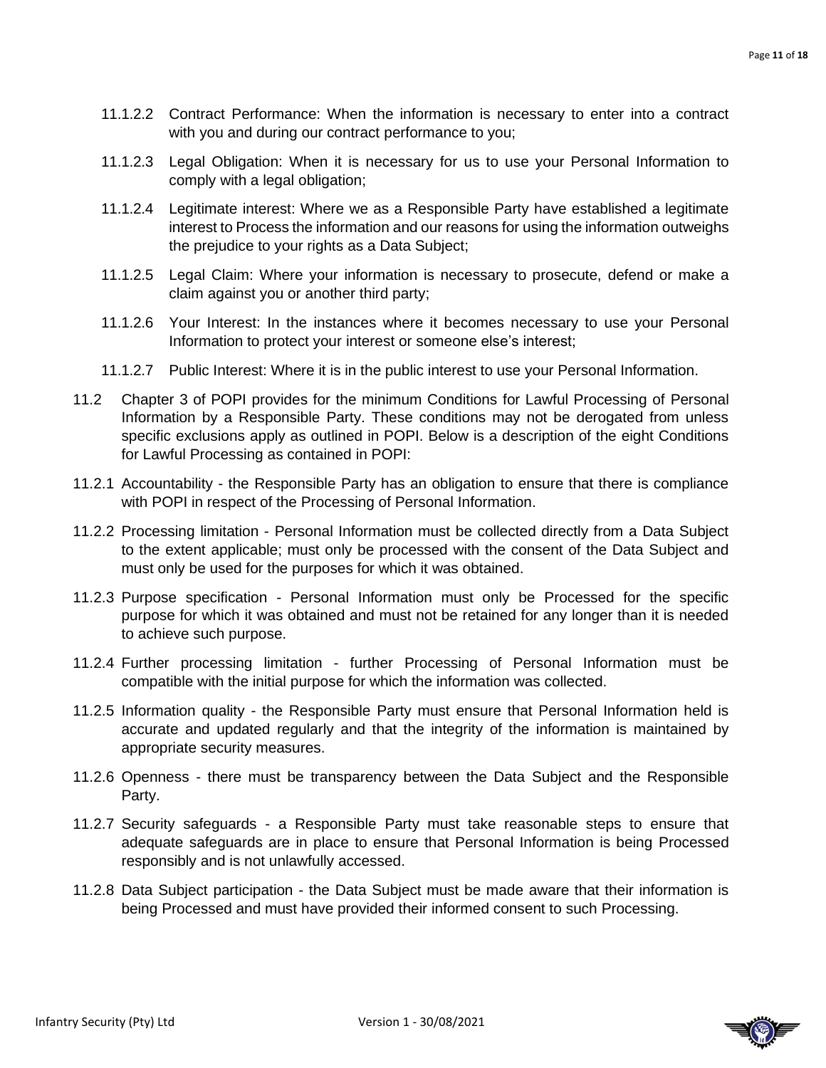11.1.2.2 Contract Performance: When the information is necessary to enter into a contract with you and during our contract performance to you;

11.1.2.3 Legal Obligation: When it is necessary for us to use your Personal Information to comply with a legal obligation;

11.1.2.4 Legitimate interest: Where we as a Responsible Party have established a legitimate interest to Process the information and our reasons for using the information outweighs the prejudice to your rights as a Data Subject;

11.1.2.5 Legal Claim: Where your information is necessary to prosecute, defend or make a claim against you or another third party;

11.1.2.6 Your Interest: In the instances where it becomes necessary to use your Personal Information to protect your interest or someone else's interest;

11.1.2.7 Public Interest: Where it is in the public interest to use your Personal Information.

11.2 Chapter 3 of POPI provides for the minimum Conditions for Lawful Processing of Personal Information by a Responsible Party. These conditions may not be derogated from unless specific exclusions apply as outlined in POPI. Below is a description of the eight Conditions for Lawful Processing as contained in POPI:

11.2.1 Accountability - the Responsible Party has an obligation to ensure that there is compliance with POPI in respect of the Processing of Personal Information.

11.2.2 Processing limitation - Personal Information must be collected directly from a Data Subject to the extent applicable; must only be processed with the consent of the Data Subject and must only be used for the purposes for which it was obtained.

11.2.3 Purpose specification - Personal Information must only be Processed for the specific purpose for which it was obtained and must not be retained for any longer than it is needed to achieve such purpose.

11.2.4 Further processing limitation - further Processing of Personal Information must be compatible with the initial purpose for which the information was collected.

11.2.5 Information quality - the Responsible Party must ensure that Personal Information held is accurate and updated regularly and that the integrity of the information is maintained by appropriate security measures.

11.2.6 Openness - there must be transparency between the Data Subject and the Responsible Party.

11.2.7 Security safeguards - a Responsible Party must take reasonable steps to ensure that adequate safeguards are in place to ensure that Personal Information is being Processed responsibly and is not unlawfully accessed.

11.2.8 Data Subject participation - the Data Subject must be made aware that their information is being Processed and must have provided their informed consent to such Processing.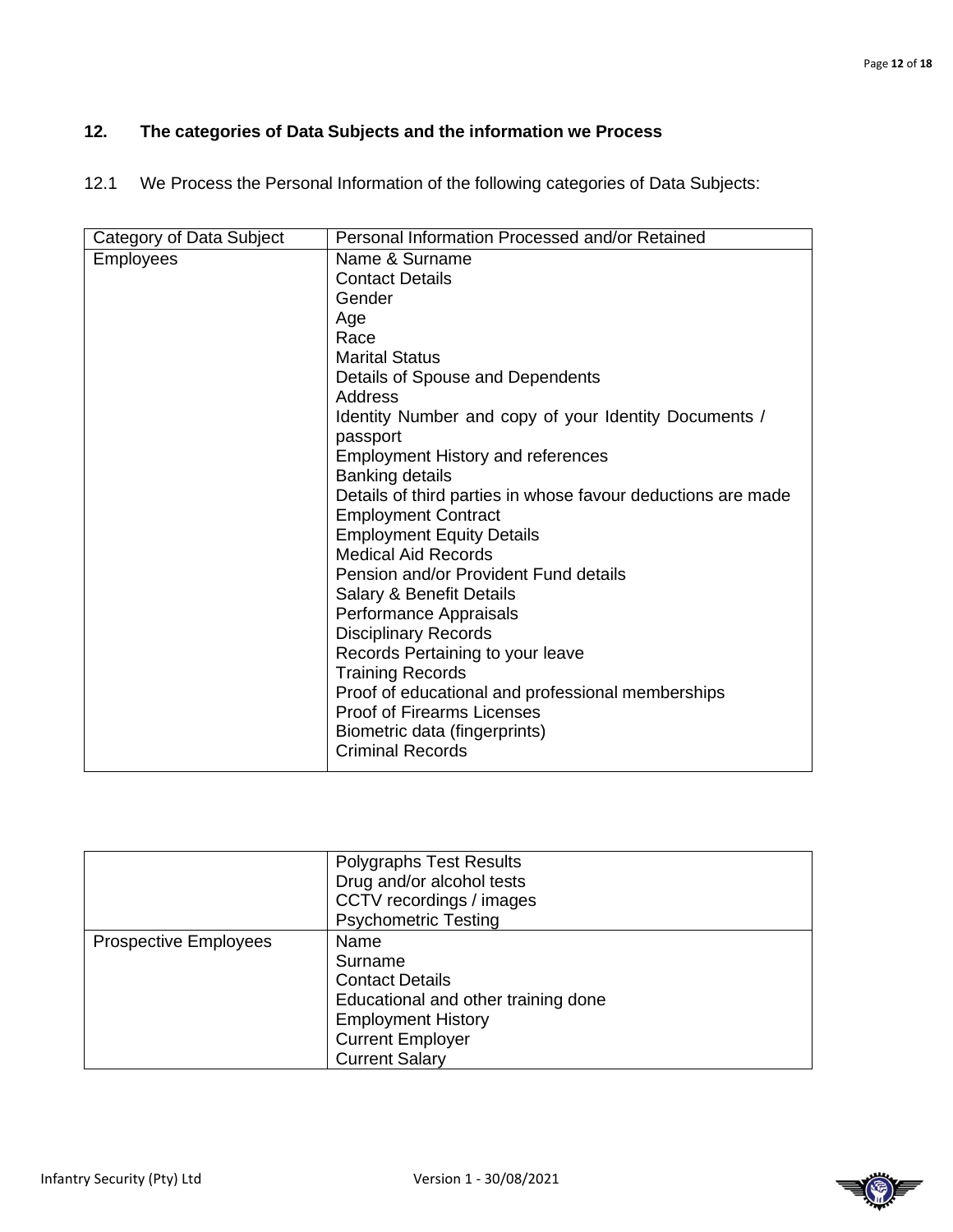## 12. The categories of Data Subjects and the information we Process

12.1 We Process the Personal Information of the following categories of Data Subjects:

| Category of Data Subject | Personal Information Processed and/or Retained |
| --- | --- |
| Employees | Name & Surname<br>Contact Details<br>Gender<br>Age<br>Race<br>Marital Status<br>Details of Spouse and Dependents<br>Address<br>Identity Number and copy of your Identity Documents / passport<br>Employment History and references<br>Banking details<br>Details of third parties in whose favour deductions are made<br>Employment Contract<br>Employment Equity Details<br>Medical Aid Records<br>Pension and/or Provident Fund details<br>Salary & Benefit Details<br>Performance Appraisals<br>Disciplinary Records<br>Records Pertaining to your leave<br>Training Records<br>Proof of educational and professional memberships<br>Proof of Firearms Licenses<br>Biometric data (fingerprints)<br>Criminal Records<br>Polygraphs Test Results<br>Drug and/or alcohol tests<br>CCTV recordings / images<br>Psychometric Testing |
| Prospective Employees | Name<br>Surname<br>Contact Details<br>Educational and other training done<br>Employment History<br>Current Employer<br>Current Salary |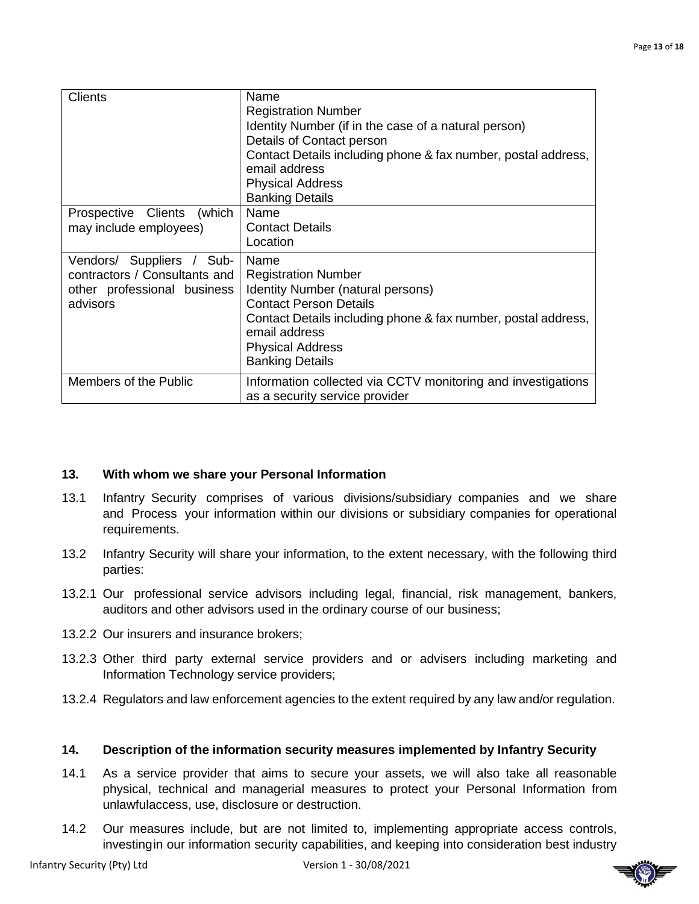| | |
|---|---|
| Clients | Name<br>Registration Number<br>Identity Number (if in the case of a natural person)<br>Details of Contact person<br>Contact Details including phone & fax number, postal address, email address<br>Physical Address<br>Banking Details |
| Prospective Clients (which may include employees) | Name<br>Contact Details<br>Location |
| Vendors/ Suppliers / Sub-contractors / Consultants and other professional business advisors | Name<br>Registration Number<br>Identity Number (natural persons)<br>Contact Person Details<br>Contact Details including phone & fax number, postal address, email address<br>Physical Address<br>Banking Details |
| Members of the Public | Information collected via CCTV monitoring and investigations as a security service provider |

## 13. With whom we share your Personal Information

13.1 Infantry Security comprises of various divisions/subsidiary companies and we share and Process your information within our divisions or subsidiary companies for operational requirements.

13.2 Infantry Security will share your information, to the extent necessary, with the following third parties:

13.2.1 Our professional service advisors including legal, financial, risk management, bankers, auditors and other advisors used in the ordinary course of our business;

13.2.2 Our insurers and insurance brokers;

13.2.3 Other third party external service providers and or advisers including marketing and Information Technology service providers;

13.2.4 Regulators and law enforcement agencies to the extent required by any law and/or regulation.

## 14. Description of the information security measures implemented by Infantry Security

14.1 As a service provider that aims to secure your assets, we will also take all reasonable physical, technical and managerial measures to protect your Personal Information from unlawfulaccess, use, disclosure or destruction.

14.2 Our measures include, but are not limited to, implementing appropriate access controls, investingin our information security capabilities, and keeping into consideration best industry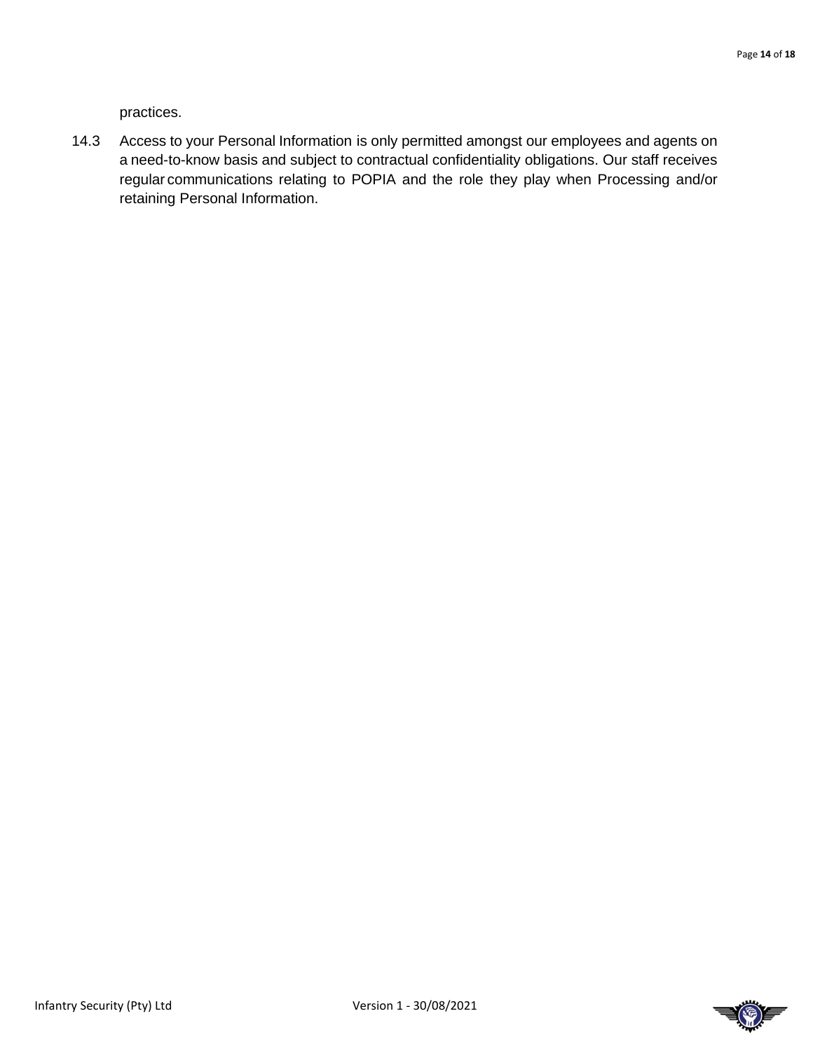practices.

14.3 Access to your Personal Information is only permitted amongst our employees and agents on a need-to-know basis and subject to contractual confidentiality obligations. Our staff receives regular communications relating to POPIA and the role they play when Processing and/or retaining Personal Information.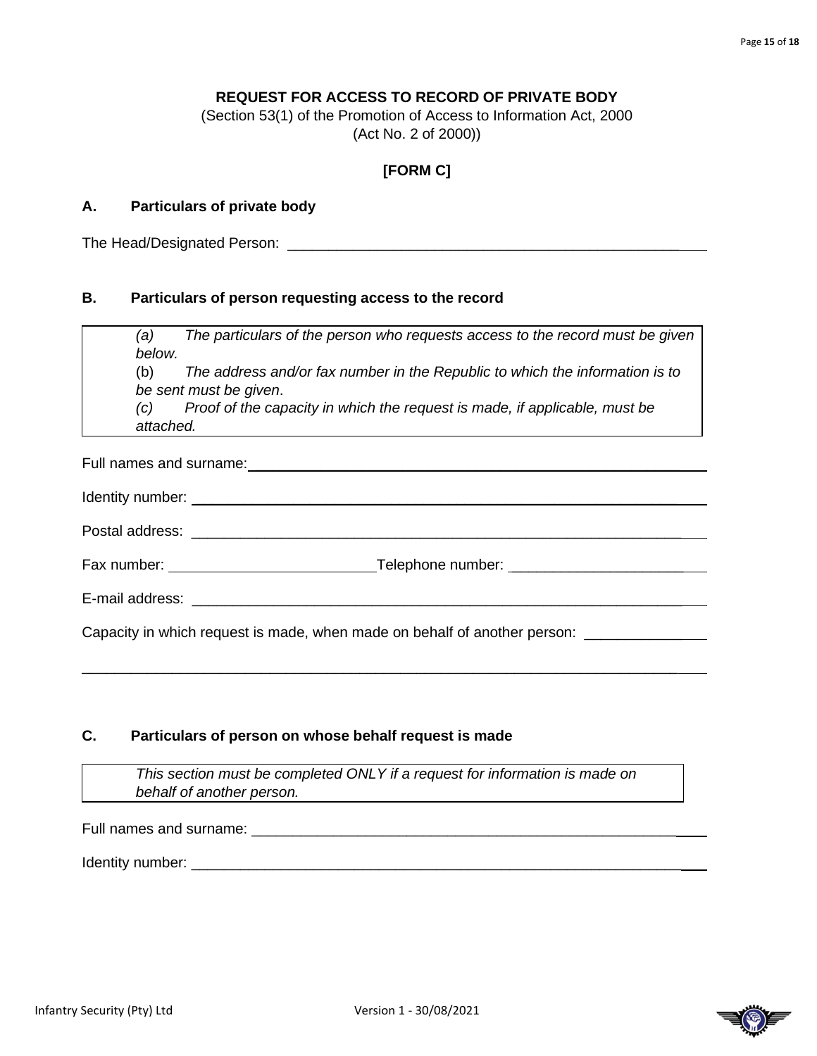**REQUEST FOR ACCESS TO RECORD OF PRIVATE BODY**

(Section 53(1) of the Promotion of Access to Information Act, 2000
(Act No. 2 of 2000))

**[FORM C]**

## A. Particulars of private body

The Head/Designated Person: ____________________________________________________

## B. Particulars of person requesting access to the record

> *(a) The particulars of the person who requests access to the record must be given below.*
> (b) *The address and/or fax number in the Republic to which the information is to be sent must be given*.
> *(c) Proof of the capacity in which the request is made, if applicable, must be attached.*

Full names and surname: ____________________________________________________

Identity number: ____________________________________________________

Postal address: ____________________________________________________

Fax number: __________________________ Telephone number: __________________________

E-mail address: ____________________________________________________

Capacity in which request is made, when made on behalf of another person: ______________

____________________________________________________________________________

## C. Particulars of person on whose behalf request is made

> *This section must be completed ONLY if a request for information is made on behalf of another person.*

Full names and surname: ____________________________________________________

Identity number: ____________________________________________________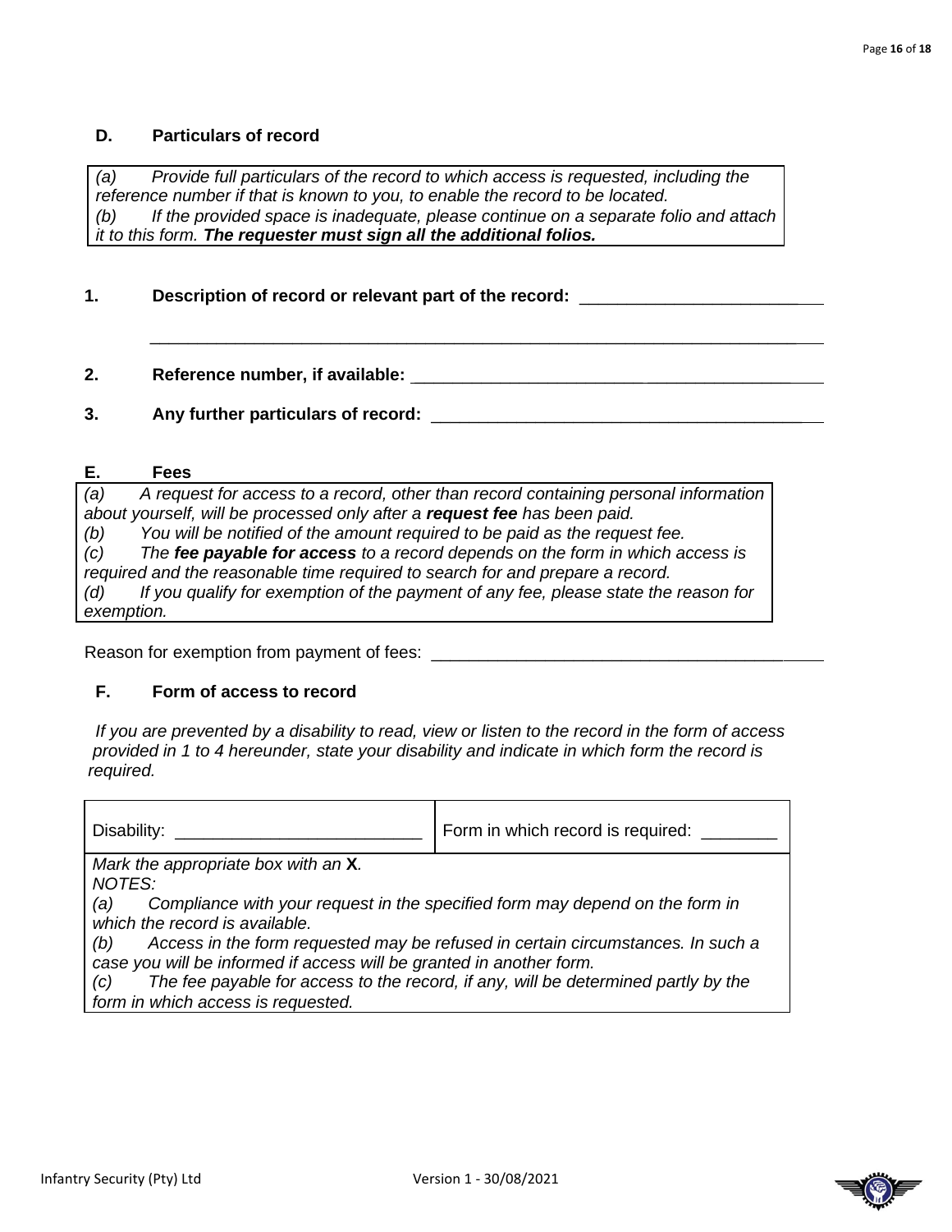## D. Particulars of record

*(a) Provide full particulars of the record to which access is requested, including the reference number if that is known to you, to enable the record to be located.*
*(b) If the provided space is inadequate, please continue on a separate folio and attach it to this form.* ***The requester must sign all the additional folios.***

**1. Description of record or relevant part of the record:** ____________________________

____________________________________________________________________________

**2. Reference number, if available:** ____________________________________________

**3. Any further particulars of record:** __________________________________________

## E. Fees

*(a) A request for access to a record, other than record containing personal information about yourself, will be processed only after a* ***request fee*** *has been paid.*
*(b) You will be notified of the amount required to be paid as the request fee.*
*(c) The* ***fee payable for access*** *to a record depends on the form in which access is required and the reasonable time required to search for and prepare a record.*
*(d) If you qualify for exemption of the payment of any fee, please state the reason for exemption.*

Reason for exemption from payment of fees: __________________________________________

## F. Form of access to record

*If you are prevented by a disability to read, view or listen to the record in the form of access provided in 1 to 4 hereunder, state your disability and indicate in which form the record is required.*

| Disability: ___________________________ | Form in which record is required: ________ |
|---|---|
| *Mark the appropriate box with an* **X***.* *NOTES:* *(a) Compliance with your request in the specified form may depend on the form in which the record is available.* *(b) Access in the form requested may be refused in certain circumstances. In such a case you will be informed if access will be granted in another form.* *(c) The fee payable for access to the record, if any, will be determined partly by the form in which access is requested.* | |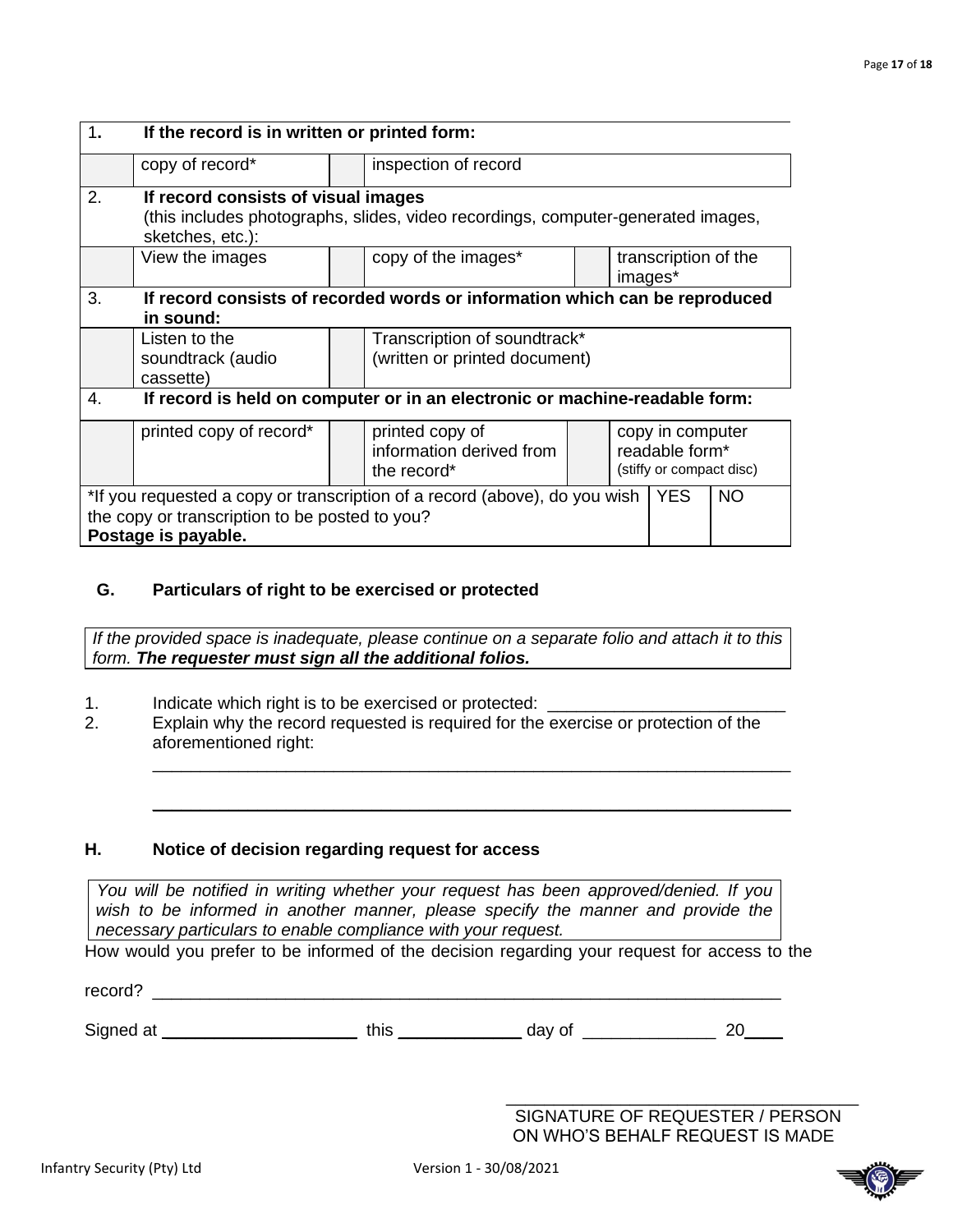| 1. | If the record is in written or printed form: | | | | |
|---|---|---|---|---|---|
| | copy of record* | | inspection of record | | |
| 2. | **If record consists of visual images** (this includes photographs, slides, video recordings, computer-generated images, sketches, etc.): | | | | |
| | View the images | | copy of the images* | | transcription of the images* |
| 3. | **If record consists of recorded words or information which can be reproduced in sound:** | | | | |
| | Listen to the soundtrack (audio cassette) | | Transcription of soundtrack* (written or printed document) | | |
| 4. | **If record is held on computer or in an electronic or machine-readable form:** | | | | |
| | printed copy of record* | | printed copy of information derived from the record* | | copy in computer readable form* (stiffy or compact disc) |

| *If you requested a copy or transcription of a record (above), do you wish the copy or transcription to be posted to you? **Postage is payable.** | YES | NO |
|---|---|---|

## G. Particulars of right to be exercised or protected

*If the provided space is inadequate, please continue on a separate folio and attach it to this form.* ***The requester must sign all the additional folios.***

1. Indicate which right is to be exercised or protected: _________________________
2. Explain why the record requested is required for the exercise or protection of the aforementioned right:

   ______________________________________________________________________

   ______________________________________________________________________

## H. Notice of decision regarding request for access

*You will be notified in writing whether your request has been approved/denied. If you wish to be informed in another manner, please specify the manner and provide the necessary particulars to enable compliance with your request.*

How would you prefer to be informed of the decision regarding your request for access to the record? ______________________________________________________________________

Signed at ______________________ this _____________ day of ______________ 20____

_____________________________________
SIGNATURE OF REQUESTER / PERSON ON WHO'S BEHALF REQUEST IS MADE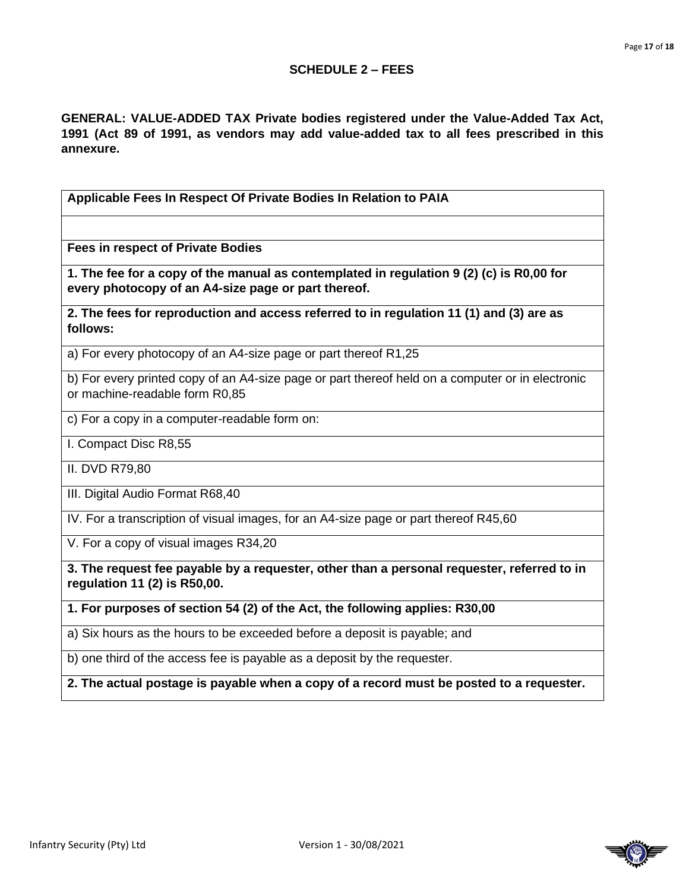## SCHEDULE 2 – FEES

**GENERAL: VALUE-ADDED TAX Private bodies registered under the Value-Added Tax Act, 1991 (Act 89 of 1991, as vendors may add value-added tax to all fees prescribed in this annexure.**

| **Applicable Fees In Respect Of Private Bodies In Relation to PAIA** |
| --- |
| |
| **Fees in respect of Private Bodies** |
| **1. The fee for a copy of the manual as contemplated in regulation 9 (2) (c) is R0,00 for every photocopy of an A4-size page or part thereof.** |
| **2. The fees for reproduction and access referred to in regulation 11 (1) and (3) are as follows:** |
| a) For every photocopy of an A4-size page or part thereof R1,25 |
| b) For every printed copy of an A4-size page or part thereof held on a computer or in electronic or machine-readable form R0,85 |
| c) For a copy in a computer-readable form on: |
| I. Compact Disc R8,55 |
| II. DVD R79,80 |
| III. Digital Audio Format R68,40 |
| IV. For a transcription of visual images, for an A4-size page or part thereof R45,60 |
| V. For a copy of visual images R34,20 |
| **3. The request fee payable by a requester, other than a personal requester, referred to in regulation 11 (2) is R50,00.** |
| **1. For purposes of section 54 (2) of the Act, the following applies: R30,00** |
| a) Six hours as the hours to be exceeded before a deposit is payable; and |
| b) one third of the access fee is payable as a deposit by the requester. |
| **2. The actual postage is payable when a copy of a record must be posted to a requester.** |